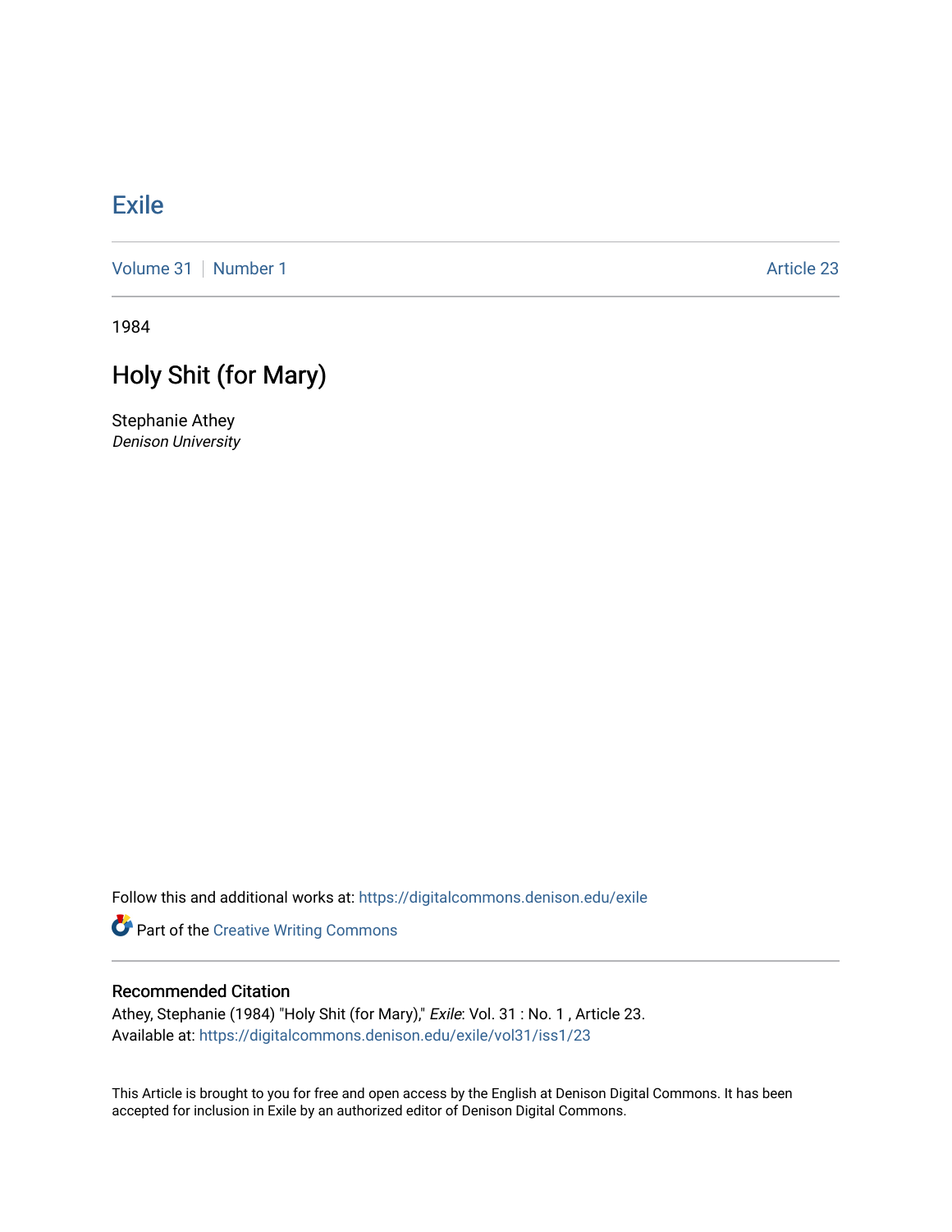# Exile

Volume 31 | Number 1 | Article 23

1984

## Holy Shit (for Mary)

Stephanie Athey
*Denison University*

Follow this and additional works at: https://digitalcommons.denison.edu/exile

Part of the Creative Writing Commons

### Recommended Citation

Athey, Stephanie (1984) "Holy Shit (for Mary)," *Exile*: Vol. 31 : No. 1 , Article 23.
Available at: https://digitalcommons.denison.edu/exile/vol31/iss1/23

This Article is brought to you for free and open access by the English at Denison Digital Commons. It has been accepted for inclusion in Exile by an authorized editor of Denison Digital Commons.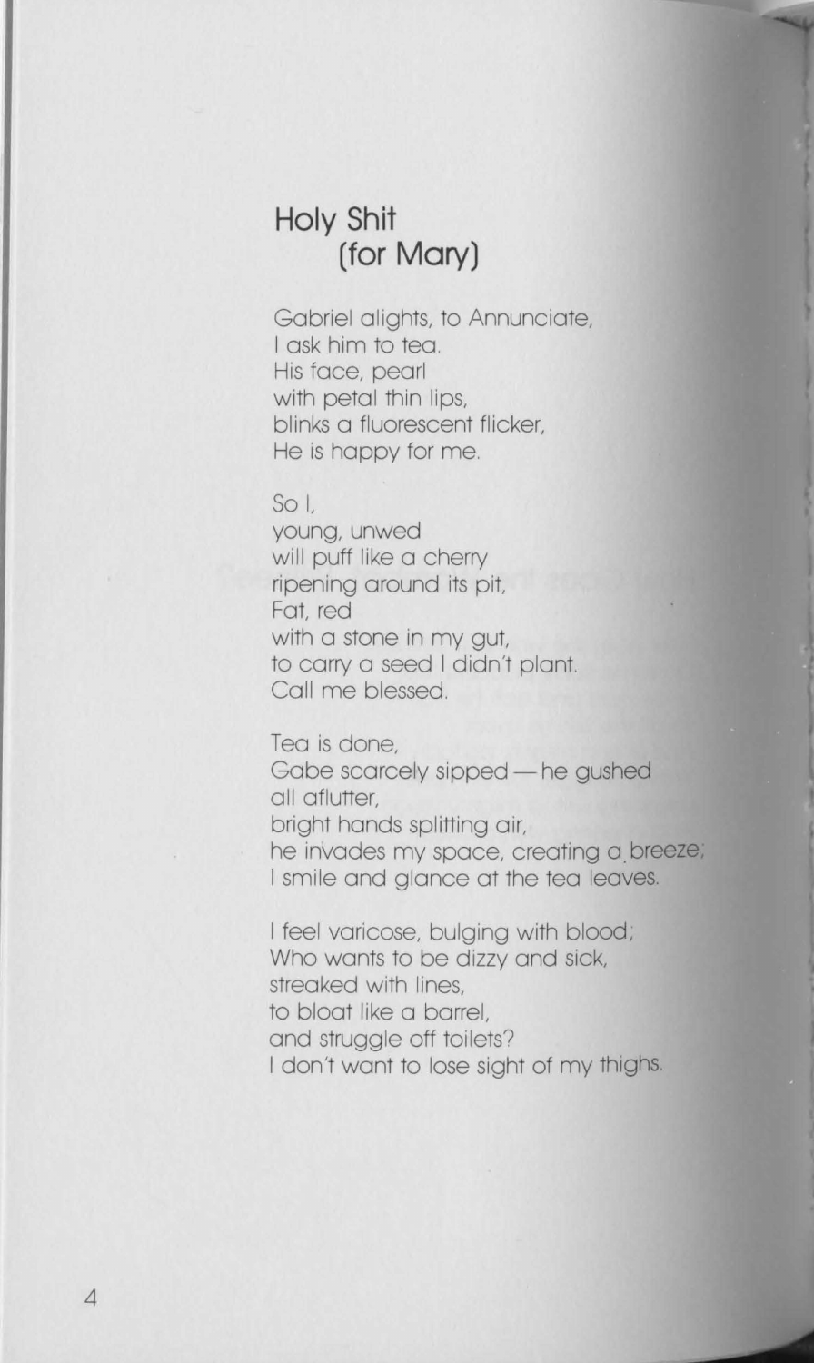## Holy Shit
## (for Mary)

Gabriel alights, to Annunciate,
I ask him to tea.
His face, pearl
with petal thin lips,
blinks a fluorescent flicker,
He is happy for me.

So I,
young, unwed
will puff like a cherry
ripening around its pit,
Fat, red
with a stone in my gut,
to carry a seed I didn't plant.
Call me blessed.

Tea is done,
Gabe scarcely sipped — he gushed
all aflutter,
bright hands splitting air,
he invades my space, creating a breeze;
I smile and glance at the tea leaves.

I feel varicose, bulging with blood;
Who wants to be dizzy and sick,
streaked with lines,
to bloat like a barrel,
and struggle off toilets?
I don't want to lose sight of my thighs.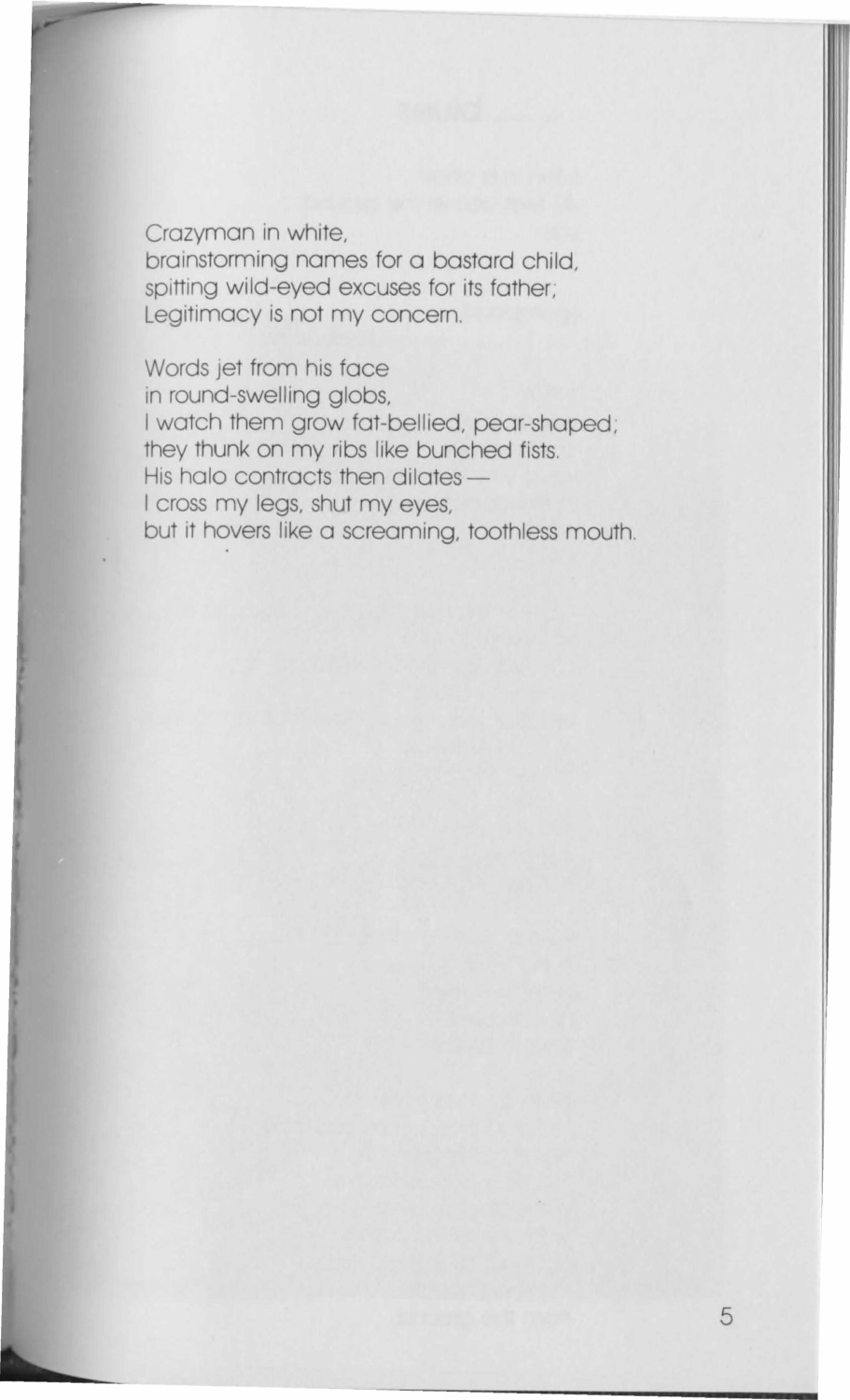Crazyman in white,
brainstorming names for a bastard child,
spitting wild-eyed excuses for its father;
Legitimacy is not my concern.

Words jet from his face
in round-swelling globs,
I watch them grow fat-bellied, pear-shaped;
they thunk on my ribs like bunched fists.
His halo contracts then dilates —
I cross my legs, shut my eyes,
but it hovers like a screaming, toothless mouth.